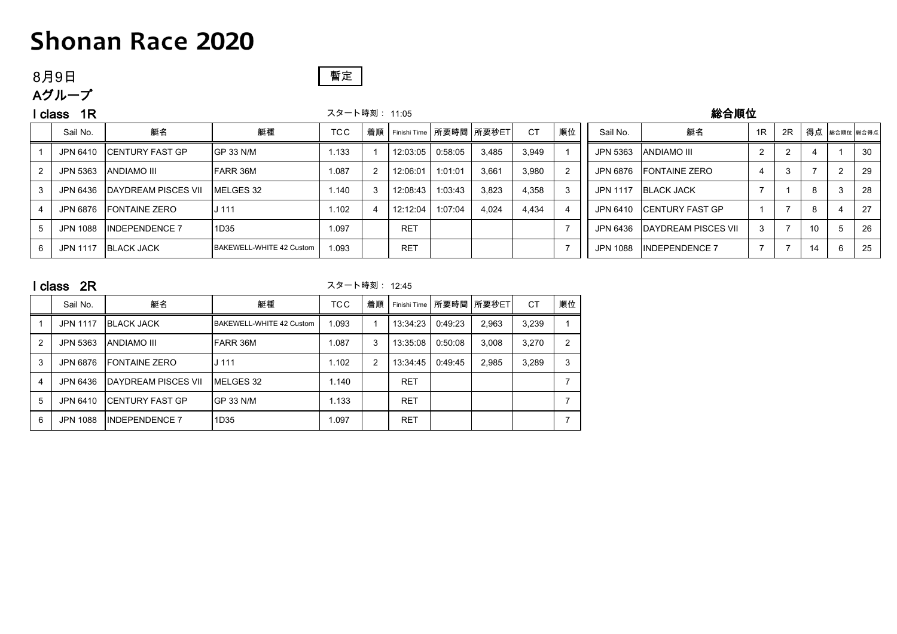# Shonan Race 2020

8月9日

暫定

## Aグループ

### I class 1R

スタート時刻： 11:05

| | Sail No. | 艇名 | 艇種 | TCC | 着順 | Finishi Time | 所要時間 | 所要秒ET | CT | 順位 |
|---|---|---|---|---|---|---|---|---|---|---|
| 1 | JPN 6410 | CENTURY FAST GP | GP 33 N/M | 1.133 | 1 | 12:03:05 | 0:58:05 | 3,485 | 3,949 | 1 |
| 2 | JPN 5363 | ANDIAMO III | FARR 36M | 1.087 | 2 | 12:06:01 | 1:01:01 | 3,661 | 3,980 | 2 |
| 3 | JPN 6436 | DAYDREAM PISCES VII | MELGES 32 | 1.140 | 3 | 12:08:43 | 1:03:43 | 3,823 | 4,358 | 3 |
| 4 | JPN 6876 | FONTAINE ZERO | J 111 | 1.102 | 4 | 12:12:04 | 1:07:04 | 4,024 | 4,434 | 4 |
| 5 | JPN 1088 | INDEPENDENCE 7 | 1D35 | 1.097 | | RET | | | | 7 |
| 6 | JPN 1117 | BLACK JACK | BAKEWELL-WHITE 42 Custom | 1.093 | | RET | | | | 7 |

### 総合順位

| Sail No. | 艇名 | 1R | 2R | 得点 | 総合順位 | 総合得点 |
|---|---|---|---|---|---|---|
| JPN 5363 | ANDIAMO III | 2 | 2 | 4 | 1 | 30 |
| JPN 6876 | FONTAINE ZERO | 4 | 3 | 7 | 2 | 29 |
| JPN 1117 | BLACK JACK | 7 | 1 | 8 | 3 | 28 |
| JPN 6410 | CENTURY FAST GP | 1 | 7 | 8 | 4 | 27 |
| JPN 6436 | DAYDREAM PISCES VII | 3 | 7 | 10 | 5 | 26 |
| JPN 1088 | INDEPENDENCE 7 | 7 | 7 | 14 | 6 | 25 |

### I class 2R

スタート時刻： 12:45

| | Sail No. | 艇名 | 艇種 | TCC | 着順 | Finishi Time | 所要時間 | 所要秒ET | CT | 順位 |
|---|---|---|---|---|---|---|---|---|---|---|
| 1 | JPN 1117 | BLACK JACK | BAKEWELL-WHITE 42 Custom | 1.093 | 1 | 13:34:23 | 0:49:23 | 2,963 | 3,239 | 1 |
| 2 | JPN 5363 | ANDIAMO III | FARR 36M | 1.087 | 3 | 13:35:08 | 0:50:08 | 3,008 | 3,270 | 2 |
| 3 | JPN 6876 | FONTAINE ZERO | J 111 | 1.102 | 2 | 13:34:45 | 0:49:45 | 2,985 | 3,289 | 3 |
| 4 | JPN 6436 | DAYDREAM PISCES VII | MELGES 32 | 1.140 | | RET | | | | 7 |
| 5 | JPN 6410 | CENTURY FAST GP | GP 33 N/M | 1.133 | | RET | | | | 7 |
| 6 | JPN 1088 | INDEPENDENCE 7 | 1D35 | 1.097 | | RET | | | | 7 |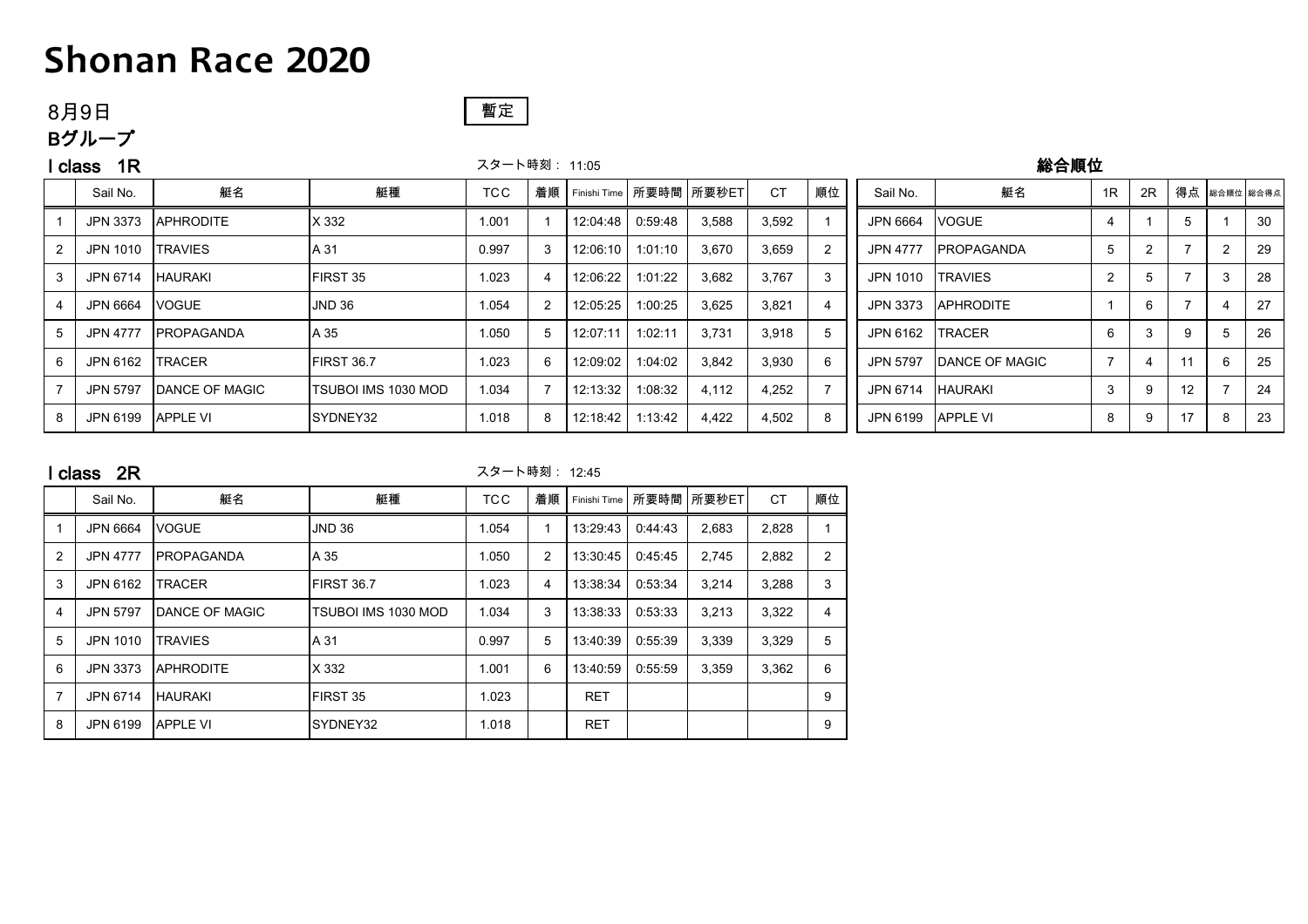# Shonan Race 2020

8月9日

暫定

## Bグループ

### I class 1R

スタート時刻： 11:05

| | Sail No. | 艇名 | 艇種 | TCC | 着順 | Finishi Time | 所要時間 | 所要秒ET | CT | 順位 |
|---|---|---|---|---|---|---|---|---|---|---|
| 1 | JPN 3373 | APHRODITE | X 332 | 1.001 | 1 | 12:04:48 | 0:59:48 | 3,588 | 3,592 | 1 |
| 2 | JPN 1010 | TRAVIES | A 31 | 0.997 | 3 | 12:06:10 | 1:01:10 | 3,670 | 3,659 | 2 |
| 3 | JPN 6714 | HAURAKI | FIRST 35 | 1.023 | 4 | 12:06:22 | 1:01:22 | 3,682 | 3,767 | 3 |
| 4 | JPN 6664 | VOGUE | JND 36 | 1.054 | 2 | 12:05:25 | 1:00:25 | 3,625 | 3,821 | 4 |
| 5 | JPN 4777 | PROPAGANDA | A 35 | 1.050 | 5 | 12:07:11 | 1:02:11 | 3,731 | 3,918 | 5 |
| 6 | JPN 6162 | TRACER | FIRST 36.7 | 1.023 | 6 | 12:09:02 | 1:04:02 | 3,842 | 3,930 | 6 |
| 7 | JPN 5797 | DANCE OF MAGIC | TSUBOI IMS 1030 MOD | 1.034 | 7 | 12:13:32 | 1:08:32 | 4,112 | 4,252 | 7 |
| 8 | JPN 6199 | APPLE VI | SYDNEY32 | 1.018 | 8 | 12:18:42 | 1:13:42 | 4,422 | 4,502 | 8 |

### 総合順位

| Sail No. | 艇名 | 1R | 2R | 得点 | 総合順位 | 総合得点 |
|---|---|---|---|---|---|---|
| JPN 6664 | VOGUE | 4 | 1 | 5 | 1 | 30 |
| JPN 4777 | PROPAGANDA | 5 | 2 | 7 | 2 | 29 |
| JPN 1010 | TRAVIES | 2 | 5 | 7 | 3 | 28 |
| JPN 3373 | APHRODITE | 1 | 6 | 7 | 4 | 27 |
| JPN 6162 | TRACER | 6 | 3 | 9 | 5 | 26 |
| JPN 5797 | DANCE OF MAGIC | 7 | 4 | 11 | 6 | 25 |
| JPN 6714 | HAURAKI | 3 | 9 | 12 | 7 | 24 |
| JPN 6199 | APPLE VI | 8 | 9 | 17 | 8 | 23 |

### I class 2R

スタート時刻： 12:45

| | Sail No. | 艇名 | 艇種 | TCC | 着順 | Finishi Time | 所要時間 | 所要秒ET | CT | 順位 |
|---|---|---|---|---|---|---|---|---|---|---|
| 1 | JPN 6664 | VOGUE | JND 36 | 1.054 | 1 | 13:29:43 | 0:44:43 | 2,683 | 2,828 | 1 |
| 2 | JPN 4777 | PROPAGANDA | A 35 | 1.050 | 2 | 13:30:45 | 0:45:45 | 2,745 | 2,882 | 2 |
| 3 | JPN 6162 | TRACER | FIRST 36.7 | 1.023 | 4 | 13:38:34 | 0:53:34 | 3,214 | 3,288 | 3 |
| 4 | JPN 5797 | DANCE OF MAGIC | TSUBOI IMS 1030 MOD | 1.034 | 3 | 13:38:33 | 0:53:33 | 3,213 | 3,322 | 4 |
| 5 | JPN 1010 | TRAVIES | A 31 | 0.997 | 5 | 13:40:39 | 0:55:39 | 3,339 | 3,329 | 5 |
| 6 | JPN 3373 | APHRODITE | X 332 | 1.001 | 6 | 13:40:59 | 0:55:59 | 3,359 | 3,362 | 6 |
| 7 | JPN 6714 | HAURAKI | FIRST 35 | 1.023 | | RET | | | | 9 |
| 8 | JPN 6199 | APPLE VI | SYDNEY32 | 1.018 | | RET | | | | 9 |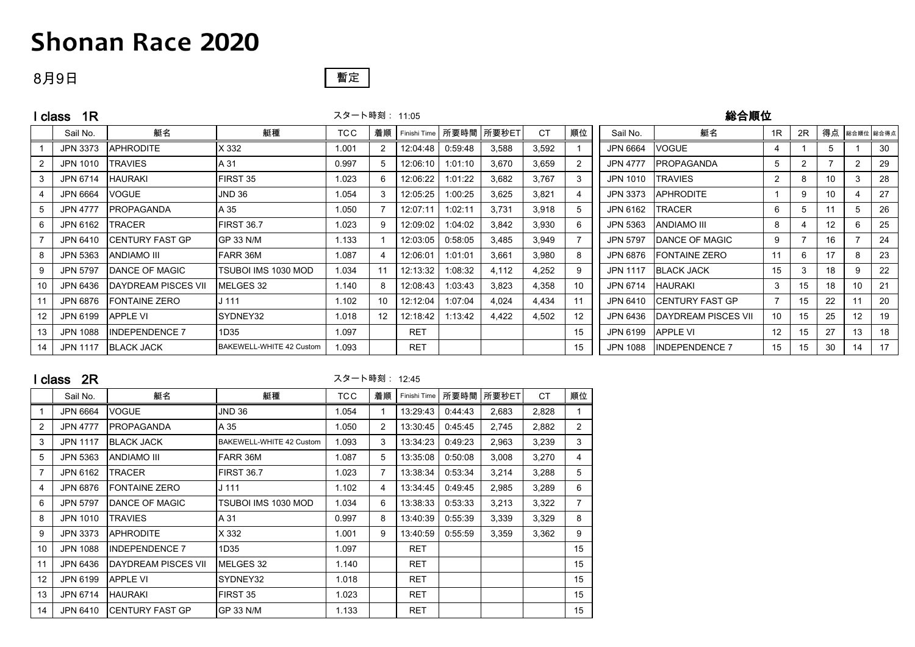# Shonan Race 2020

8月9日

暫定

## I class 1R

スタート時刻： 11:05

| | Sail No. | 艇名 | 艇種 | TCC | 着順 | Finishi Time | 所要時間 | 所要秒ET | CT | 順位 |
|---|---|---|---|---|---|---|---|---|---|---|
| 1 | JPN 3373 | APHRODITE | X 332 | 1.001 | 2 | 12:04:48 | 0:59:48 | 3,588 | 3,592 | 1 |
| 2 | JPN 1010 | TRAVIES | A 31 | 0.997 | 5 | 12:06:10 | 1:01:10 | 3,670 | 3,659 | 2 |
| 3 | JPN 6714 | HAURAKI | FIRST 35 | 1.023 | 6 | 12:06:22 | 1:01:22 | 3,682 | 3,767 | 3 |
| 4 | JPN 6664 | VOGUE | JND 36 | 1.054 | 3 | 12:05:25 | 1:00:25 | 3,625 | 3,821 | 4 |
| 5 | JPN 4777 | PROPAGANDA | A 35 | 1.050 | 7 | 12:07:11 | 1:02:11 | 3,731 | 3,918 | 5 |
| 6 | JPN 6162 | TRACER | FIRST 36.7 | 1.023 | 9 | 12:09:02 | 1:04:02 | 3,842 | 3,930 | 6 |
| 7 | JPN 6410 | CENTURY FAST GP | GP 33 N/M | 1.133 | 1 | 12:03:05 | 0:58:05 | 3,485 | 3,949 | 7 |
| 8 | JPN 5363 | ANDIAMO III | FARR 36M | 1.087 | 4 | 12:06:01 | 1:01:01 | 3,661 | 3,980 | 8 |
| 9 | JPN 5797 | DANCE OF MAGIC | TSUBOI IMS 1030 MOD | 1.034 | 11 | 12:13:32 | 1:08:32 | 4,112 | 4,252 | 9 |
| 10 | JPN 6436 | DAYDREAM PISCES VII | MELGES 32 | 1.140 | 8 | 12:08:43 | 1:03:43 | 3,823 | 4,358 | 10 |
| 11 | JPN 6876 | FONTAINE ZERO | J 111 | 1.102 | 10 | 12:12:04 | 1:07:04 | 4,024 | 4,434 | 11 |
| 12 | JPN 6199 | APPLE VI | SYDNEY32 | 1.018 | 12 | 12:18:42 | 1:13:42 | 4,422 | 4,502 | 12 |
| 13 | JPN 1088 | INDEPENDENCE 7 | 1D35 | 1.097 | | RET | | | | 15 |
| 14 | JPN 1117 | BLACK JACK | BAKEWELL-WHITE 42 Custom | 1.093 | | RET | | | | 15 |

## 総合順位

| Sail No. | 艇名 | 1R | 2R | 得点 | 総合順位 | 総合得点 |
|---|---|---|---|---|---|---|
| JPN 6664 | VOGUE | 4 | 1 | 5 | 1 | 30 |
| JPN 4777 | PROPAGANDA | 5 | 2 | 7 | 2 | 29 |
| JPN 1010 | TRAVIES | 2 | 8 | 10 | 3 | 28 |
| JPN 3373 | APHRODITE | 1 | 9 | 10 | 4 | 27 |
| JPN 6162 | TRACER | 6 | 5 | 11 | 5 | 26 |
| JPN 5363 | ANDIAMO III | 8 | 4 | 12 | 6 | 25 |
| JPN 5797 | DANCE OF MAGIC | 9 | 7 | 16 | 7 | 24 |
| JPN 6876 | FONTAINE ZERO | 11 | 6 | 17 | 8 | 23 |
| JPN 1117 | BLACK JACK | 15 | 3 | 18 | 9 | 22 |
| JPN 6714 | HAURAKI | 3 | 15 | 18 | 10 | 21 |
| JPN 6410 | CENTURY FAST GP | 7 | 15 | 22 | 11 | 20 |
| JPN 6436 | DAYDREAM PISCES VII | 10 | 15 | 25 | 12 | 19 |
| JPN 6199 | APPLE VI | 12 | 15 | 27 | 13 | 18 |
| JPN 1088 | INDEPENDENCE 7 | 15 | 15 | 30 | 14 | 17 |

## I class 2R

スタート時刻： 12:45

| | Sail No. | 艇名 | 艇種 | TCC | 着順 | Finishi Time | 所要時間 | 所要秒ET | CT | 順位 |
|---|---|---|---|---|---|---|---|---|---|---|
| 1 | JPN 6664 | VOGUE | JND 36 | 1.054 | 1 | 13:29:43 | 0:44:43 | 2,683 | 2,828 | 1 |
| 2 | JPN 4777 | PROPAGANDA | A 35 | 1.050 | 2 | 13:30:45 | 0:45:45 | 2,745 | 2,882 | 2 |
| 3 | JPN 1117 | BLACK JACK | BAKEWELL-WHITE 42 Custom | 1.093 | 3 | 13:34:23 | 0:49:23 | 2,963 | 3,239 | 3 |
| 5 | JPN 5363 | ANDIAMO III | FARR 36M | 1.087 | 5 | 13:35:08 | 0:50:08 | 3,008 | 3,270 | 4 |
| 7 | JPN 6162 | TRACER | FIRST 36.7 | 1.023 | 7 | 13:38:34 | 0:53:34 | 3,214 | 3,288 | 5 |
| 4 | JPN 6876 | FONTAINE ZERO | J 111 | 1.102 | 4 | 13:34:45 | 0:49:45 | 2,985 | 3,289 | 6 |
| 6 | JPN 5797 | DANCE OF MAGIC | TSUBOI IMS 1030 MOD | 1.034 | 6 | 13:38:33 | 0:53:33 | 3,213 | 3,322 | 7 |
| 8 | JPN 1010 | TRAVIES | A 31 | 0.997 | 8 | 13:40:39 | 0:55:39 | 3,339 | 3,329 | 8 |
| 9 | JPN 3373 | APHRODITE | X 332 | 1.001 | 9 | 13:40:59 | 0:55:59 | 3,359 | 3,362 | 9 |
| 10 | JPN 1088 | INDEPENDENCE 7 | 1D35 | 1.097 | | RET | | | | 15 |
| 11 | JPN 6436 | DAYDREAM PISCES VII | MELGES 32 | 1.140 | | RET | | | | 15 |
| 12 | JPN 6199 | APPLE VI | SYDNEY32 | 1.018 | | RET | | | | 15 |
| 13 | JPN 6714 | HAURAKI | FIRST 35 | 1.023 | | RET | | | | 15 |
| 14 | JPN 6410 | CENTURY FAST GP | GP 33 N/M | 1.133 | | RET | | | | 15 |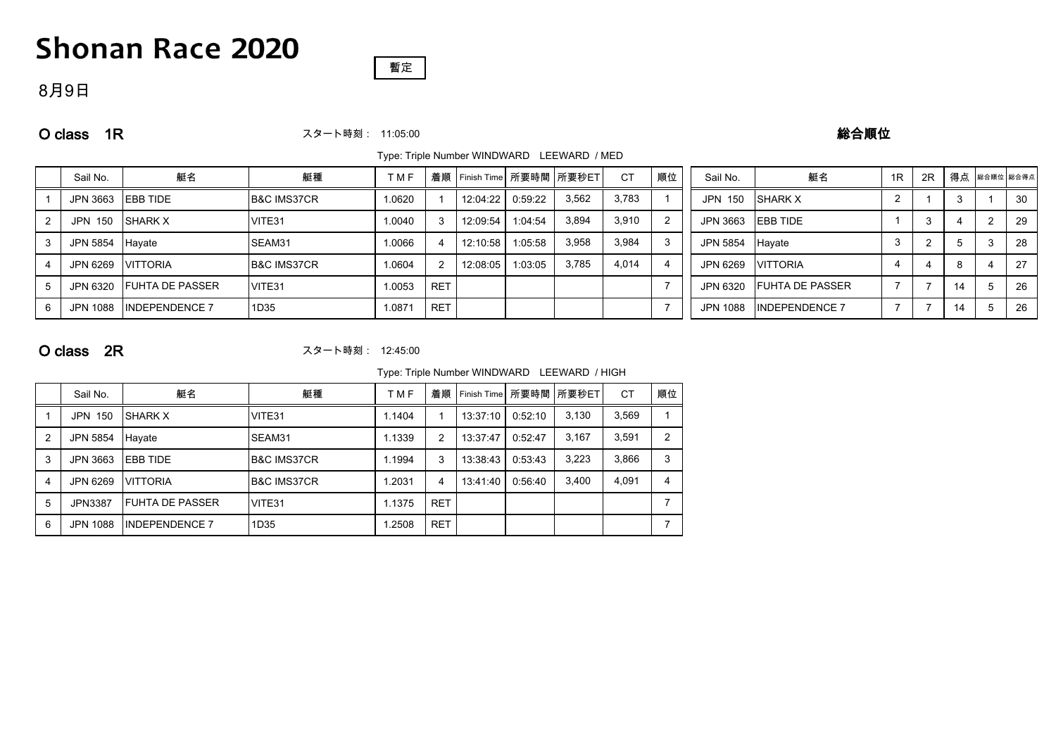# Shonan Race 2020

暫定

8月9日

## O class　1R

スタート時刻：　11:05:00

Type: Triple Number WINDWARD　LEEWARD / MED

| | Sail No. | 艇名 | 艇種 | TMF | 着順 | Finish Time | 所要時間 | 所要秒ET | CT | 順位 |
|---|---|---|---|---|---|---|---|---|---|---|
| 1 | JPN 3663 | EBB TIDE | B&C IMS37CR | 1.0620 | 1 | 12:04:22 | 0:59:22 | 3,562 | 3,783 | 1 |
| 2 | JPN 150 | SHARK X | VITE31 | 1.0040 | 3 | 12:09:54 | 1:04:54 | 3,894 | 3,910 | 2 |
| 3 | JPN 5854 | Hayate | SEAM31 | 1.0066 | 4 | 12:10:58 | 1:05:58 | 3,958 | 3,984 | 3 |
| 4 | JPN 6269 | VITTORIA | B&C IMS37CR | 1.0604 | 2 | 12:08:05 | 1:03:05 | 3,785 | 4,014 | 4 |
| 5 | JPN 6320 | FUHTA DE PASSER | VITE31 | 1.0053 | RET | | | | | 7 |
| 6 | JPN 1088 | INDEPENDENCE 7 | 1D35 | 1.0871 | RET | | | | | 7 |

## 総合順位

| Sail No. | 艇名 | 1R | 2R | 得点 | 総合順位 | 総合得点 |
|---|---|---|---|---|---|---|
| JPN 150 | SHARK X | 2 | 1 | 3 | 1 | 30 |
| JPN 3663 | EBB TIDE | 1 | 3 | 4 | 2 | 29 |
| JPN 5854 | Hayate | 3 | 2 | 5 | 3 | 28 |
| JPN 6269 | VITTORIA | 4 | 4 | 8 | 4 | 27 |
| JPN 6320 | FUHTA DE PASSER | 7 | 7 | 14 | 5 | 26 |
| JPN 1088 | INDEPENDENCE 7 | 7 | 7 | 14 | 5 | 26 |

## O class　2R

スタート時刻：　12:45:00

Type: Triple Number WINDWARD　LEEWARD / HIGH

| | Sail No. | 艇名 | 艇種 | TMF | 着順 | Finish Time | 所要時間 | 所要秒ET | CT | 順位 |
|---|---|---|---|---|---|---|---|---|---|---|
| 1 | JPN 150 | SHARK X | VITE31 | 1.1404 | 1 | 13:37:10 | 0:52:10 | 3,130 | 3,569 | 1 |
| 2 | JPN 5854 | Hayate | SEAM31 | 1.1339 | 2 | 13:37:47 | 0:52:47 | 3,167 | 3,591 | 2 |
| 3 | JPN 3663 | EBB TIDE | B&C IMS37CR | 1.1994 | 3 | 13:38:43 | 0:53:43 | 3,223 | 3,866 | 3 |
| 4 | JPN 6269 | VITTORIA | B&C IMS37CR | 1.2031 | 4 | 13:41:40 | 0:56:40 | 3,400 | 4,091 | 4 |
| 5 | JPN3387 | FUHTA DE PASSER | VITE31 | 1.1375 | RET | | | | | 7 |
| 6 | JPN 1088 | INDEPENDENCE 7 | 1D35 | 1.2508 | RET | | | | | 7 |